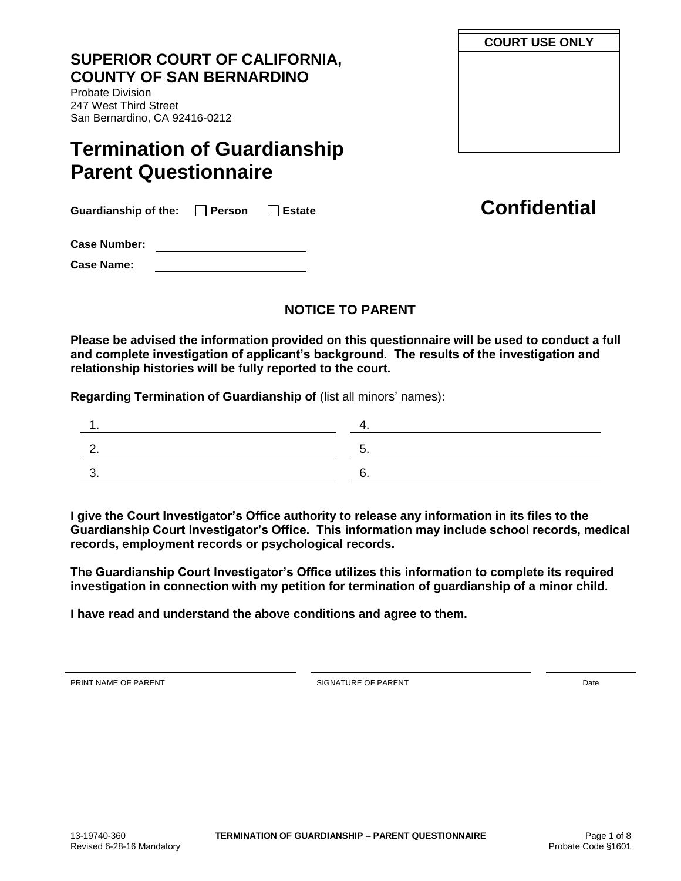**SUPERIOR COURT OF CALIFORNIA, COUNTY OF SAN BERNARDINO**

Probate Division
247 West Third Street
San Bernardino, CA 92416-0212

| COURT USE ONLY |
|---|
| |

# Termination of Guardianship Parent Questionnaire

**Guardianship of the:** ☐ **Person** ☐ **Estate**

## Confidential

**Case Number:** ____________________

**Case Name:** ____________________

### NOTICE TO PARENT

**Please be advised the information provided on this questionnaire will be used to conduct a full and complete investigation of applicant's background. The results of the investigation and relationship histories will be fully reported to the court.**

**Regarding Termination of Guardianship of** (list all minors' names)**:**

1. ____________________
2. ____________________
3. ____________________
4. ____________________
5. ____________________
6. ____________________

**I give the Court Investigator's Office authority to release any information in its files to the Guardianship Court Investigator's Office. This information may include school records, medical records, employment records or psychological records.**

**The Guardianship Court Investigator's Office utilizes this information to complete its required investigation in connection with my petition for termination of guardianship of a minor child.**

**I have read and understand the above conditions and agree to them.**

____________________ ____________________ ____________________
PRINT NAME OF PARENT SIGNATURE OF PARENT Date

13-19740-360
Revised 6-28-16 Mandatory

**TERMINATION OF GUARDIANSHIP – PARENT QUESTIONNAIRE**

Probate Code §1601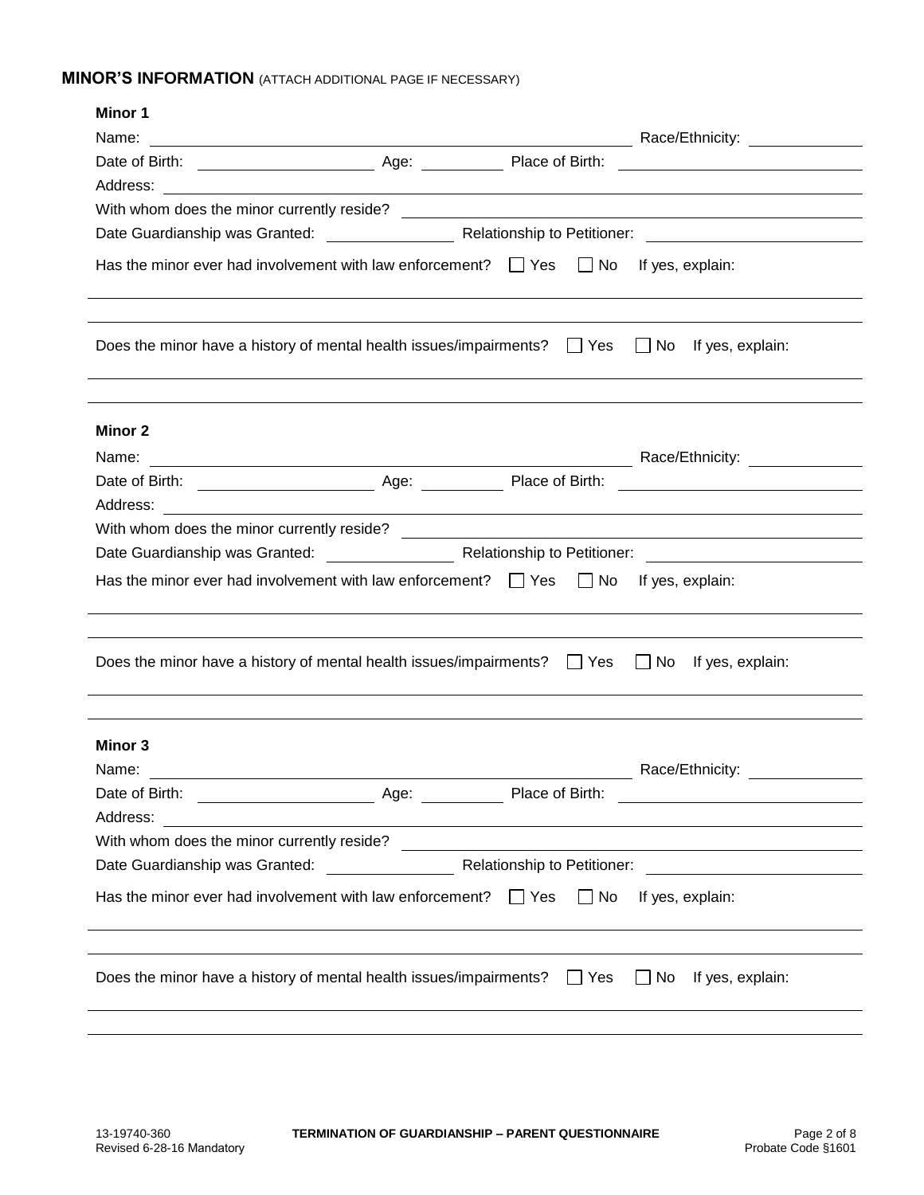## MINOR'S INFORMATION (ATTACH ADDITIONAL PAGE IF NECESSARY)

**Minor 1**

Name: ______________________________ Race/Ethnicity: ____________

Date of Birth: ____________ Age: ________ Place of Birth: ______________________

Address: ____________________________________________________________

With whom does the minor currently reside? ____________________________________

Date Guardianship was Granted: ____________ Relationship to Petitioner: ______________________

Has the minor ever had involvement with law enforcement? ☐ Yes ☐ No If yes, explain:

______________________________________________________________________

______________________________________________________________________

Does the minor have a history of mental health issues/impairments? ☐ Yes ☐ No If yes, explain:

______________________________________________________________________

______________________________________________________________________

**Minor 2**

Name: ______________________________ Race/Ethnicity: ____________

Date of Birth: ____________ Age: ________ Place of Birth: ______________________

Address: ____________________________________________________________

With whom does the minor currently reside? ____________________________________

Date Guardianship was Granted: ____________ Relationship to Petitioner: ______________________

Has the minor ever had involvement with law enforcement? ☐ Yes ☐ No If yes, explain:

______________________________________________________________________

______________________________________________________________________

Does the minor have a history of mental health issues/impairments? ☐ Yes ☐ No If yes, explain:

______________________________________________________________________

______________________________________________________________________

**Minor 3**

Name: ______________________________ Race/Ethnicity: ____________

Date of Birth: ____________ Age: ________ Place of Birth: ______________________

Address: ____________________________________________________________

With whom does the minor currently reside? ____________________________________

Date Guardianship was Granted: ____________ Relationship to Petitioner: ______________________

Has the minor ever had involvement with law enforcement? ☐ Yes ☐ No If yes, explain:

______________________________________________________________________

______________________________________________________________________

Does the minor have a history of mental health issues/impairments? ☐ Yes ☐ No If yes, explain:

______________________________________________________________________

______________________________________________________________________

13-19740-360 **TERMINATION OF GUARDIANSHIP – PARENT QUESTIONNAIRE**
Revised 6-28-16 Mandatory Probate Code §1601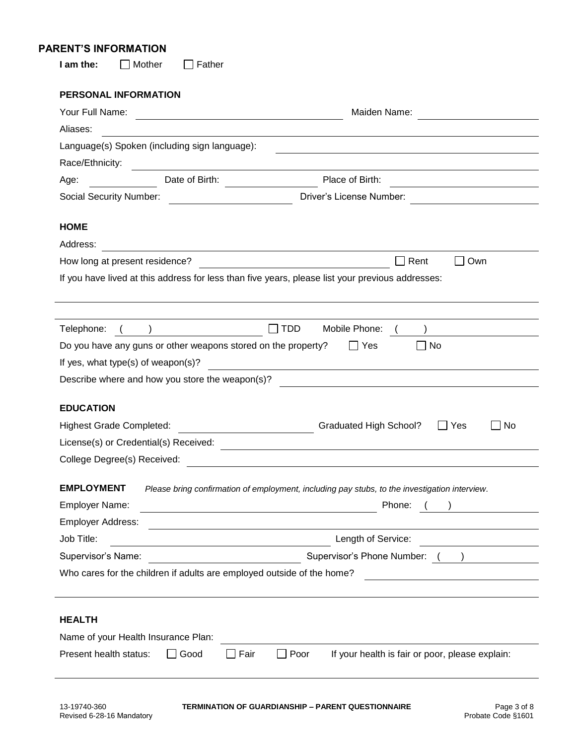## PARENT'S INFORMATION

**I am the:** ☐ Mother ☐ Father

### PERSONAL INFORMATION

Your Full Name: ______________________ Maiden Name: ______________________

Aliases: ______________________

Language(s) Spoken (including sign language): ______________________

Race/Ethnicity: ______________________

Age: ________ Date of Birth: ____________ Place of Birth: ______________________

Social Security Number: ______________ Driver's License Number: ______________

### HOME

Address: ______________________

How long at present residence? ______________________ ☐ Rent ☐ Own

If you have lived at this address for less than five years, please list your previous addresses:

______________________

______________________

Telephone: ( ) ______________ ☐ TDD Mobile Phone: ( ) ______________

Do you have any guns or other weapons stored on the property? ☐ Yes ☐ No

If yes, what type(s) of weapon(s)? ______________________

Describe where and how you store the weapon(s)? ______________________

### EDUCATION

Highest Grade Completed: ______________ Graduated High School? ☐ Yes ☐ No

License(s) or Credential(s) Received: ______________________

College Degree(s) Received: ______________________

### EMPLOYMENT

*Please bring confirmation of employment, including pay stubs, to the investigation interview.*

Employer Name: ______________________ Phone: ( ) ______________

Employer Address: ______________________

Job Title: ______________________ Length of Service: ______________

Supervisor's Name: ______________________ Supervisor's Phone Number: ( ) ______________

Who cares for the children if adults are employed outside of the home? ______________________

______________________

### HEALTH

Name of your Health Insurance Plan: ______________________

Present health status: ☐ Good ☐ Fair ☐ Poor If your health is fair or poor, please explain:

______________________

13-19740-360
Revised 6-28-16 Mandatory

**TERMINATION OF GUARDIANSHIP – PARENT QUESTIONNAIRE**

Probate Code §1601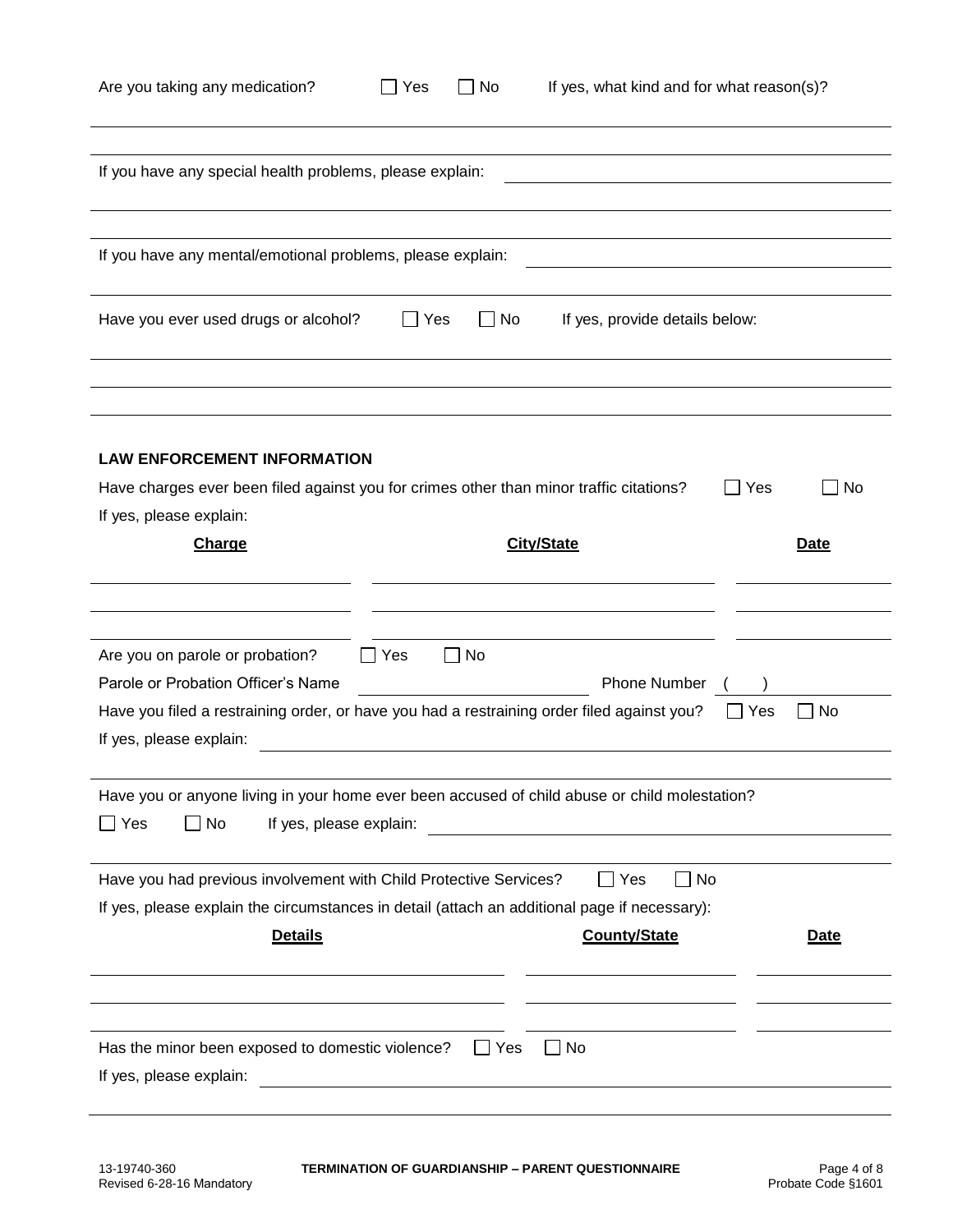Are you taking any medication? ☐ Yes ☐ No If yes, what kind and for what reason(s)?

If you have any special health problems, please explain:

If you have any mental/emotional problems, please explain:

Have you ever used drugs or alcohol? ☐ Yes ☐ No If yes, provide details below:

**LAW ENFORCEMENT INFORMATION**

Have charges ever been filed against you for crimes other than minor traffic citations? ☐ Yes ☐ No

If yes, please explain:

| Charge | City/State | Date |
| --- | --- | --- |
| | | |
| | | |
| | | |

Are you on parole or probation? ☐ Yes ☐ No

Parole or Probation Officer's Name Phone Number ( )

Have you filed a restraining order, or have you had a restraining order filed against you? ☐ Yes ☐ No

If yes, please explain:

Have you or anyone living in your home ever been accused of child abuse or child molestation?

☐ Yes ☐ No If yes, please explain:

Have you had previous involvement with Child Protective Services? ☐ Yes ☐ No

If yes, please explain the circumstances in detail (attach an additional page if necessary):

| Details | County/State | Date |
| --- | --- | --- |
| | | |
| | | |
| | | |

Has the minor been exposed to domestic violence? ☐ Yes ☐ No

If yes, please explain: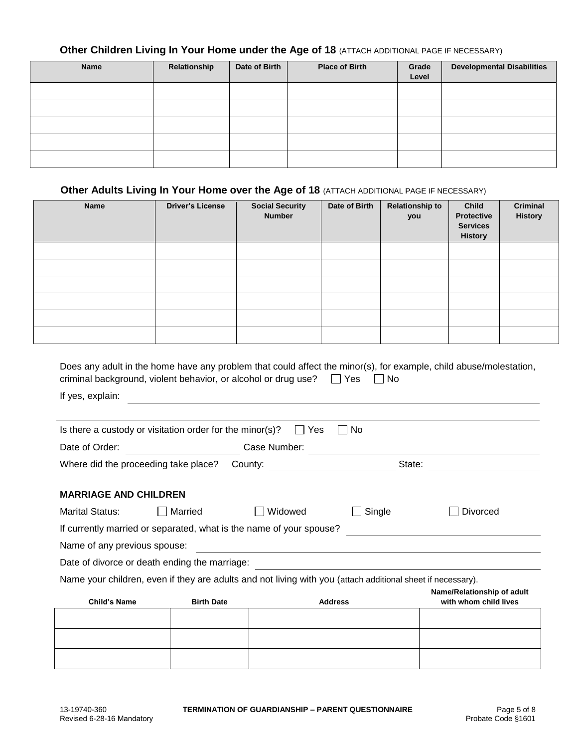### Other Children Living In Your Home under the Age of 18 (ATTACH ADDITIONAL PAGE IF NECESSARY)

| Name | Relationship | Date of Birth | Place of Birth | Grade Level | Developmental Disabilities |
|---|---|---|---|---|---|
| | | | | | |
| | | | | | |
| | | | | | |
| | | | | | |
| | | | | | |

### Other Adults Living In Your Home over the Age of 18 (ATTACH ADDITIONAL PAGE IF NECESSARY)

| Name | Driver's License | Social Security Number | Date of Birth | Relationship to you | Child Protective Services History | Criminal History |
|---|---|---|---|---|---|---|
| | | | | | | |
| | | | | | | |
| | | | | | | |
| | | | | | | |
| | | | | | | |
| | | | | | | |

Does any adult in the home have any problem that could affect the minor(s), for example, child abuse/molestation, criminal background, violent behavior, or alcohol or drug use? ☐ Yes ☐ No

If yes, explain: ______________________________

______________________________

Is there a custody or visitation order for the minor(s)? ☐ Yes ☐ No

Date of Order: ______________ Case Number: ______________________

Where did the proceeding take place? County: ______________ State: ______________

**MARRIAGE AND CHILDREN**

Marital Status: ☐ Married ☐ Widowed ☐ Single ☐ Divorced

If currently married or separated, what is the name of your spouse? ______________________

Name of any previous spouse: ______________________________

Date of divorce or death ending the marriage: ______________________________

Name your children, even if they are adults and not living with you (attach additional sheet if necessary).

| Child's Name | Birth Date | Address | Name/Relationship of adult with whom child lives |
|---|---|---|---|
| | | | |
| | | | |
| | | | |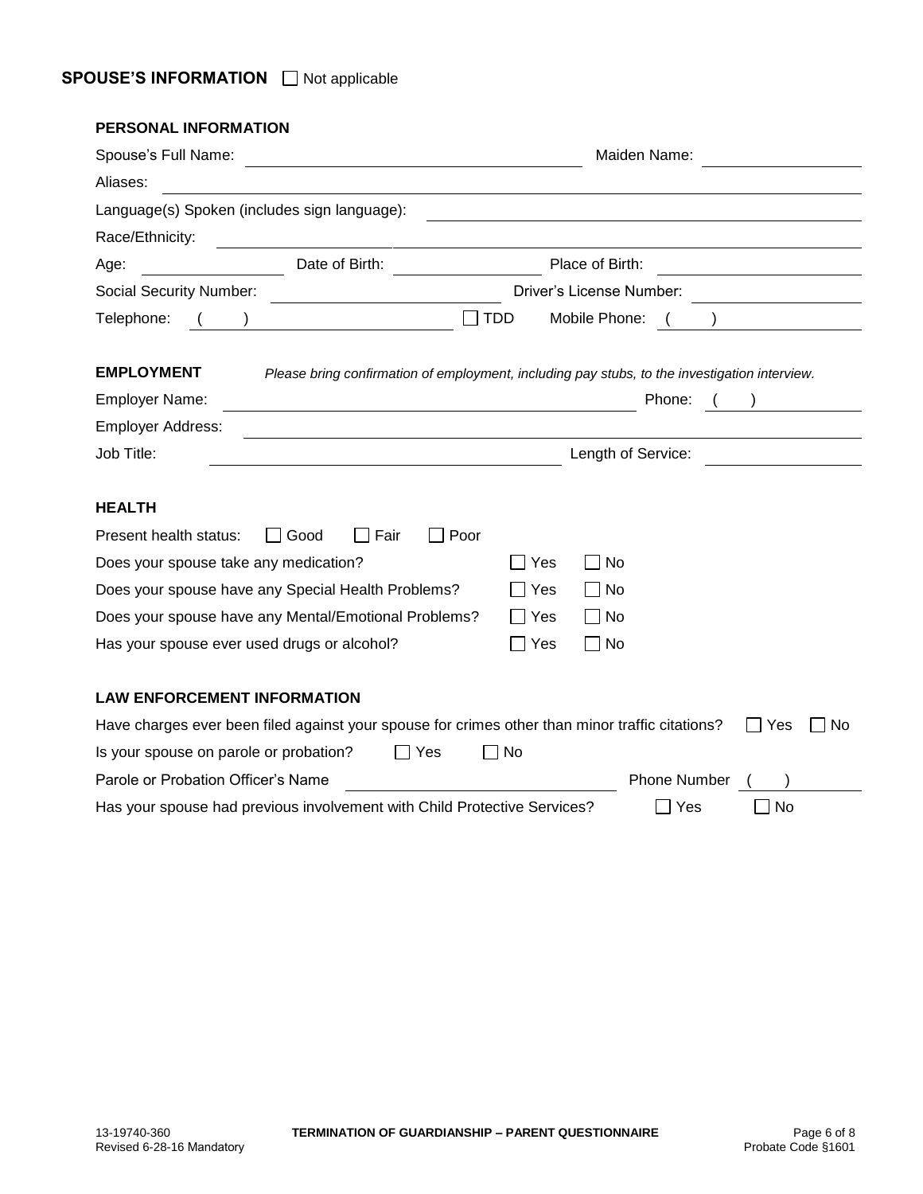## SPOUSE'S INFORMATION ☐ Not applicable

### PERSONAL INFORMATION

Spouse's Full Name: ______________________ Maiden Name: ______________

Aliases: ______________________________________________

Language(s) Spoken (includes sign language): ______________________

Race/Ethnicity: ______________________________________________

Age: __________ Date of Birth: __________ Place of Birth: __________

Social Security Number: ______________ Driver's License Number: ______________

Telephone: (   ) ______________ ☐ TDD Mobile Phone: (   ) ______________

### EMPLOYMENT

*Please bring confirmation of employment, including pay stubs, to the investigation interview.*

Employer Name: ______________________________ Phone: (   ) __________

Employer Address: ______________________________________________

Job Title: ______________________________ Length of Service: __________

### HEALTH

Present health status: ☐ Good ☐ Fair ☐ Poor

Does your spouse take any medication? ☐ Yes ☐ No

Does your spouse have any Special Health Problems? ☐ Yes ☐ No

Does your spouse have any Mental/Emotional Problems? ☐ Yes ☐ No

Has your spouse ever used drugs or alcohol? ☐ Yes ☐ No

### LAW ENFORCEMENT INFORMATION

Have charges ever been filed against your spouse for crimes other than minor traffic citations? ☐ Yes ☐ No

Is your spouse on parole or probation? ☐ Yes ☐ No

Parole or Probation Officer's Name ______________________ Phone Number (   ) __________

Has your spouse had previous involvement with Child Protective Services? ☐ Yes ☐ No

13-19740-360
Revised 6-28-16 Mandatory

**TERMINATION OF GUARDIANSHIP – PARENT QUESTIONNAIRE**

Probate Code §1601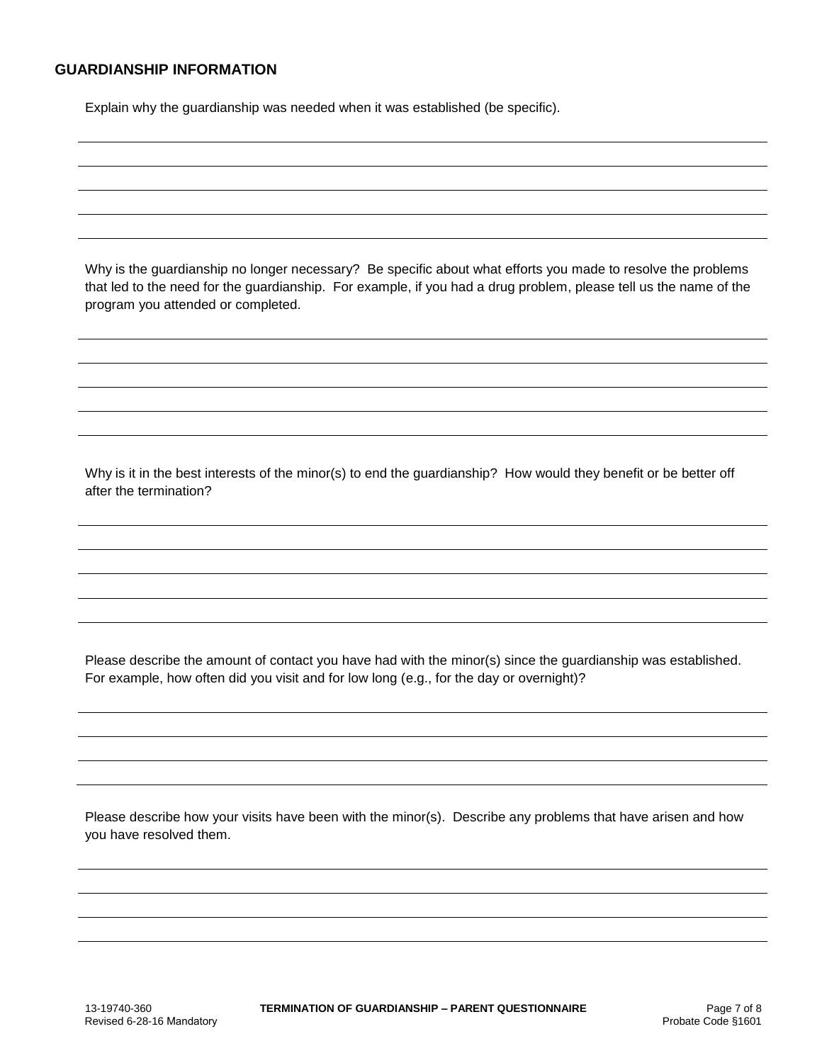## GUARDIANSHIP INFORMATION

Explain why the guardianship was needed when it was established (be specific).

Why is the guardianship no longer necessary? Be specific about what efforts you made to resolve the problems that led to the need for the guardianship. For example, if you had a drug problem, please tell us the name of the program you attended or completed.

Why is it in the best interests of the minor(s) to end the guardianship? How would they benefit or be better off after the termination?

Please describe the amount of contact you have had with the minor(s) since the guardianship was established. For example, how often did you visit and for low long (e.g., for the day or overnight)?

Please describe how your visits have been with the minor(s). Describe any problems that have arisen and how you have resolved them.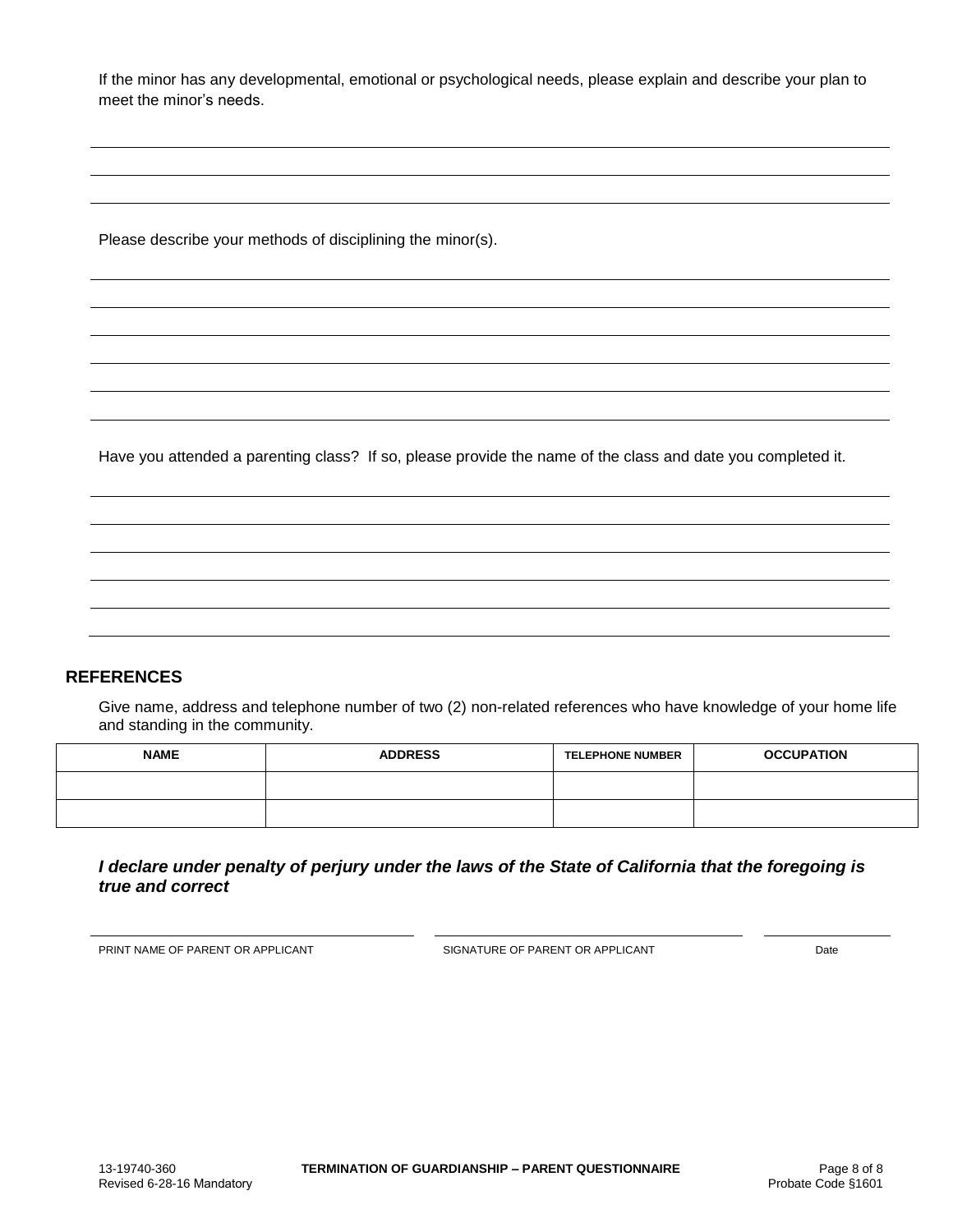If the minor has any developmental, emotional or psychological needs, please explain and describe your plan to meet the minor's needs.

Please describe your methods of disciplining the minor(s).

Have you attended a parenting class? If so, please provide the name of the class and date you completed it.

## REFERENCES

Give name, address and telephone number of two (2) non-related references who have knowledge of your home life and standing in the community.

| NAME | ADDRESS | TELEPHONE NUMBER | OCCUPATION |
|---|---|---|---|
| | | | |
| | | | |

***I declare under penalty of perjury under the laws of the State of California that the foregoing is true and correct***

PRINT NAME OF PARENT OR APPLICANT

SIGNATURE OF PARENT OR APPLICANT

Date

13-19740-360
Revised 6-28-16 Mandatory

**TERMINATION OF GUARDIANSHIP – PARENT QUESTIONNAIRE**

Probate Code §1601